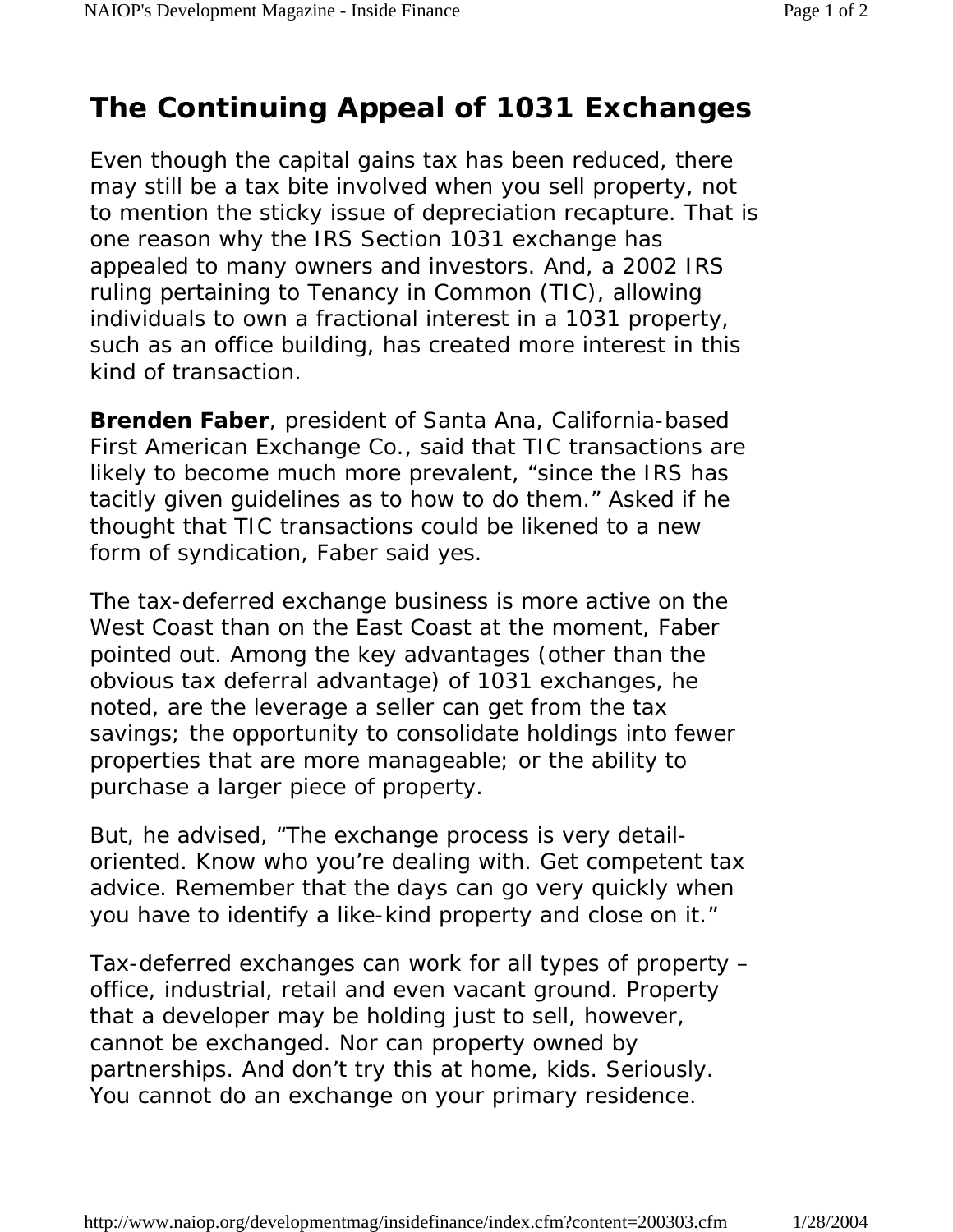# The Continuing Appeal of 1031 Exchanges

Even though the capital gains tax has been reduced, there may still be a tax bite involved when you sell property, not to mention the sticky issue of depreciation recapture. That is one reason why the IRS Section 1031 exchange has appealed to many owners and investors. And, a 2002 IRS ruling pertaining to Tenancy in Common (TIC), allowing individuals to own a fractional interest in a 1031 property, such as an office building, has created more interest in this kind of transaction.

**Brenden Faber**, president of Santa Ana, California-based First American Exchange Co., said that TIC transactions are likely to become much more prevalent, "since the IRS has tacitly given guidelines as to how to do them." Asked if he thought that TIC transactions could be likened to a new form of syndication, Faber said yes.

The tax-deferred exchange business is more active on the West Coast than on the East Coast at the moment, Faber pointed out. Among the key advantages (other than the obvious tax deferral advantage) of 1031 exchanges, he noted, are the leverage a seller can get from the tax savings; the opportunity to consolidate holdings into fewer properties that are more manageable; or the ability to purchase a larger piece of property.

But, he advised, "The exchange process is very detail-oriented. Know who you're dealing with. Get competent tax advice. Remember that the days can go very quickly when you have to identify a like-kind property and close on it."

Tax-deferred exchanges can work for all types of property – office, industrial, retail and even vacant ground. Property that a developer may be holding just to sell, however, cannot be exchanged. Nor can property owned by partnerships. And don't try this at home, kids. Seriously. You cannot do an exchange on your primary residence.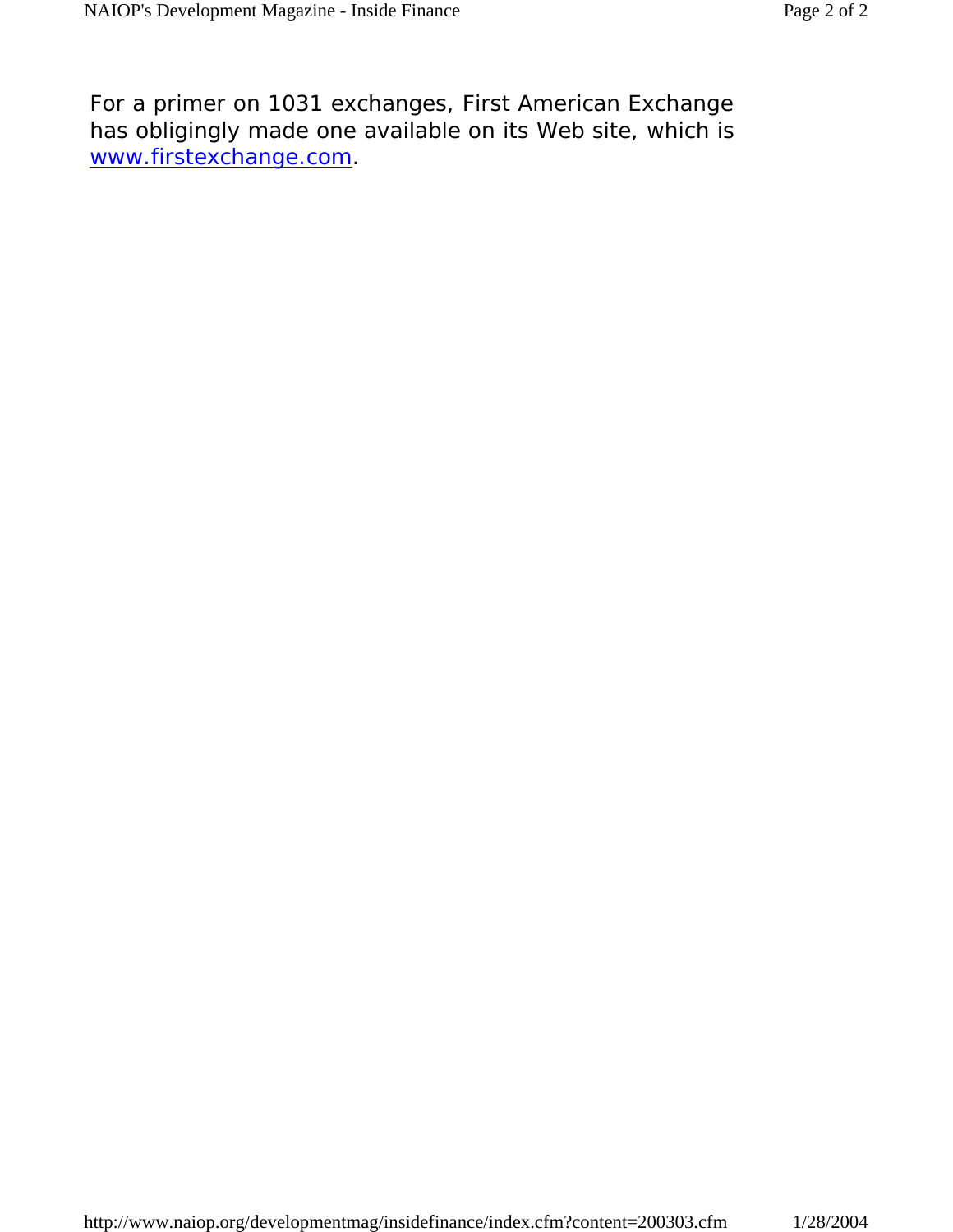For a primer on 1031 exchanges, First American Exchange has obligingly made one available on its Web site, which is [www.firstexchange.com](http://www.firstexchange.com).